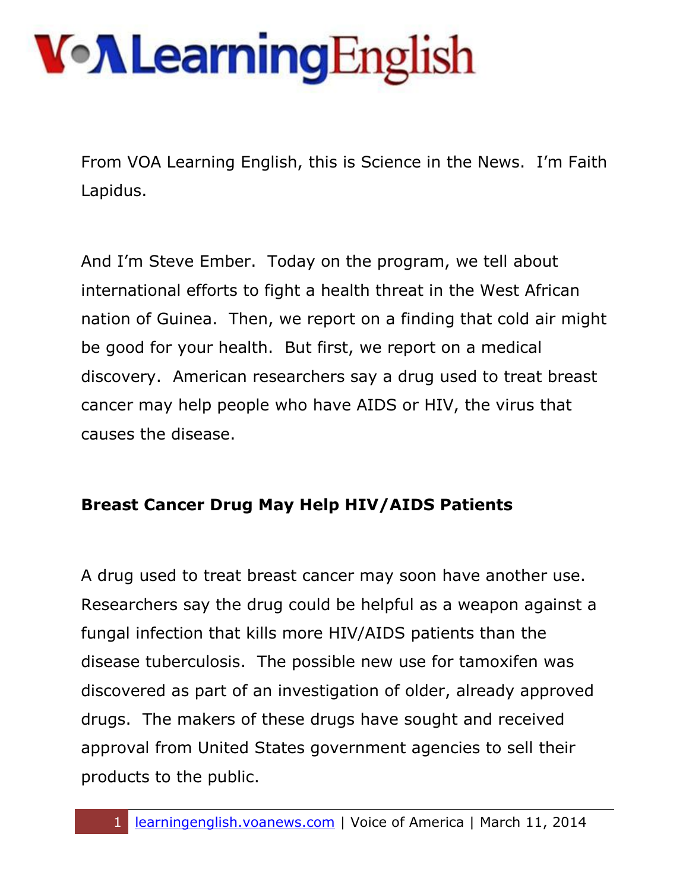VOA Learning English

From VOA Learning English, this is Science in the News. I'm Faith Lapidus.

And I'm Steve Ember. Today on the program, we tell about international efforts to fight a health threat in the West African nation of Guinea. Then, we report on a finding that cold air might be good for your health. But first, we report on a medical discovery. American researchers say a drug used to treat breast cancer may help people who have AIDS or HIV, the virus that causes the disease.

**Breast Cancer Drug May Help HIV/AIDS Patients**

A drug used to treat breast cancer may soon have another use. Researchers say the drug could be helpful as a weapon against a fungal infection that kills more HIV/AIDS patients than the disease tuberculosis. The possible new use for tamoxifen was discovered as part of an investigation of older, already approved drugs. The makers of these drugs have sought and received approval from United States government agencies to sell their products to the public.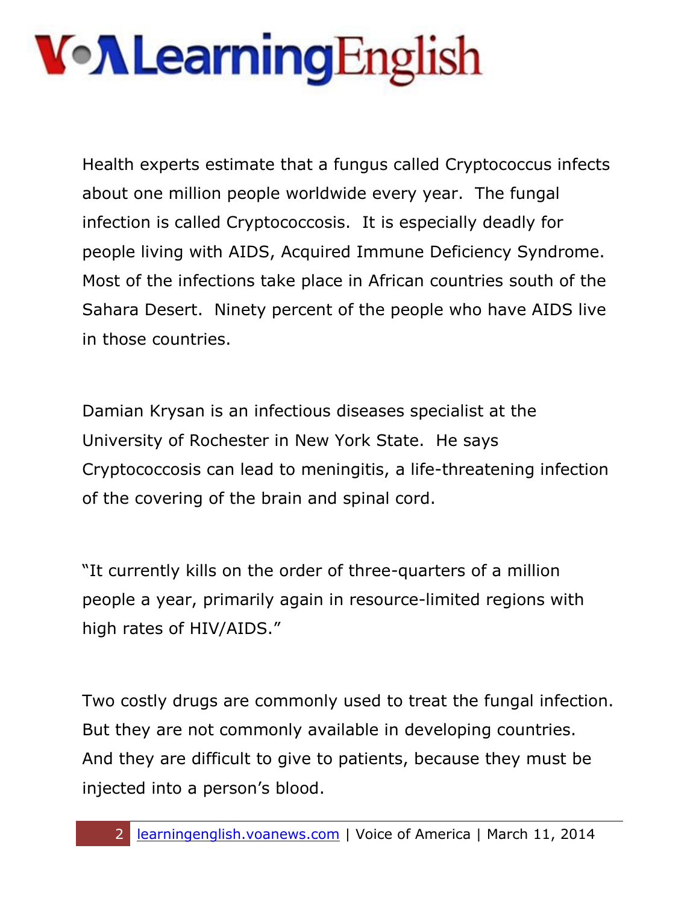Health experts estimate that a fungus called Cryptococcus infects about one million people worldwide every year.  The fungal infection is called Cryptococcosis.  It is especially deadly for people living with AIDS, Acquired Immune Deficiency Syndrome.  Most of the infections take place in African countries south of the Sahara Desert.  Ninety percent of the people who have AIDS live in those countries.

Damian Krysan is an infectious diseases specialist at the University of Rochester in New York State.  He says Cryptococcosis can lead to meningitis, a life-threatening infection of the covering of the brain and spinal cord.

"It currently kills on the order of three-quarters of a million people a year, primarily again in resource-limited regions with high rates of HIV/AIDS."

Two costly drugs are commonly used to treat the fungal infection.  But they are not commonly available in developing countries.  And they are difficult to give to patients, because they must be injected into a person's blood.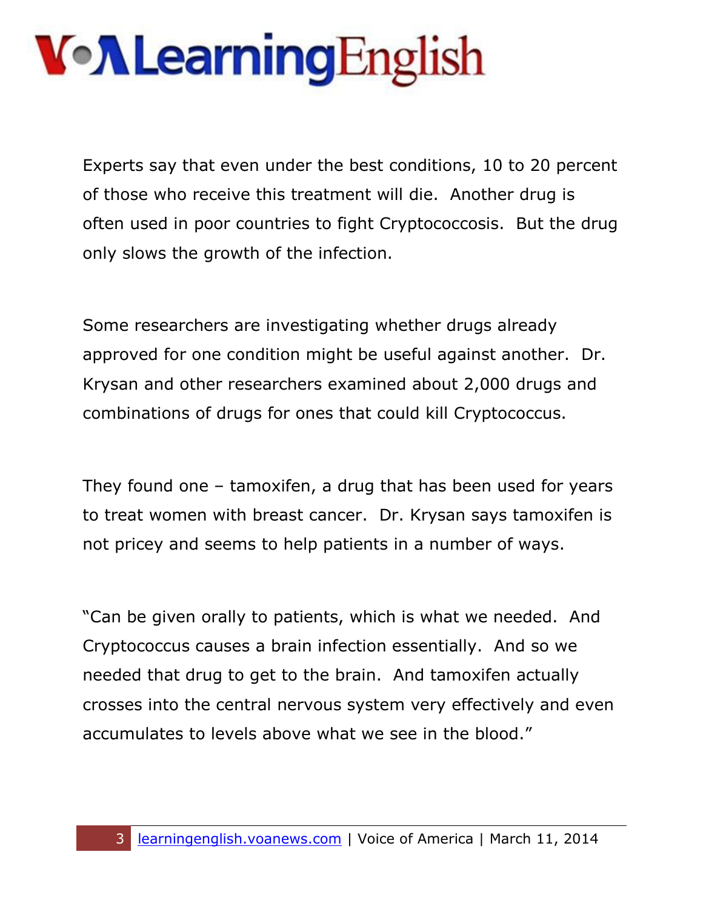Experts say that even under the best conditions, 10 to 20 percent of those who receive this treatment will die. Another drug is often used in poor countries to fight Cryptococcosis. But the drug only slows the growth of the infection.

Some researchers are investigating whether drugs already approved for one condition might be useful against another. Dr. Krysan and other researchers examined about 2,000 drugs and combinations of drugs for ones that could kill Cryptococcus.

They found one – tamoxifen, a drug that has been used for years to treat women with breast cancer. Dr. Krysan says tamoxifen is not pricey and seems to help patients in a number of ways.

"Can be given orally to patients, which is what we needed. And Cryptococcus causes a brain infection essentially. And so we needed that drug to get to the brain. And tamoxifen actually crosses into the central nervous system very effectively and even accumulates to levels above what we see in the blood."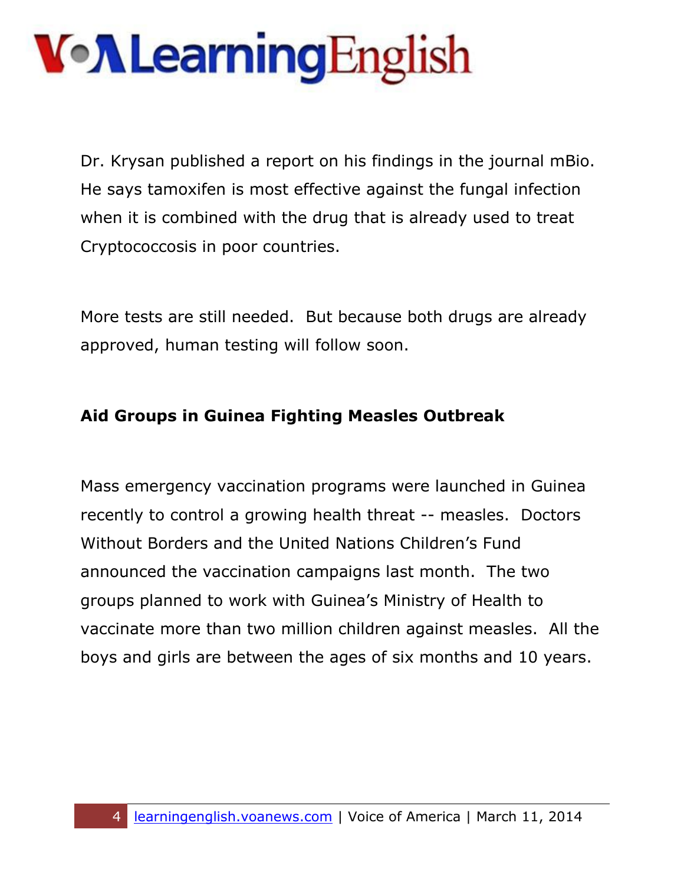Dr. Krysan published a report on his findings in the journal mBio. He says tamoxifen is most effective against the fungal infection when it is combined with the drug that is already used to treat Cryptococcosis in poor countries.

More tests are still needed. But because both drugs are already approved, human testing will follow soon.

**Aid Groups in Guinea Fighting Measles Outbreak**

Mass emergency vaccination programs were launched in Guinea recently to control a growing health threat -- measles. Doctors Without Borders and the United Nations Children's Fund announced the vaccination campaigns last month. The two groups planned to work with Guinea's Ministry of Health to vaccinate more than two million children against measles. All the boys and girls are between the ages of six months and 10 years.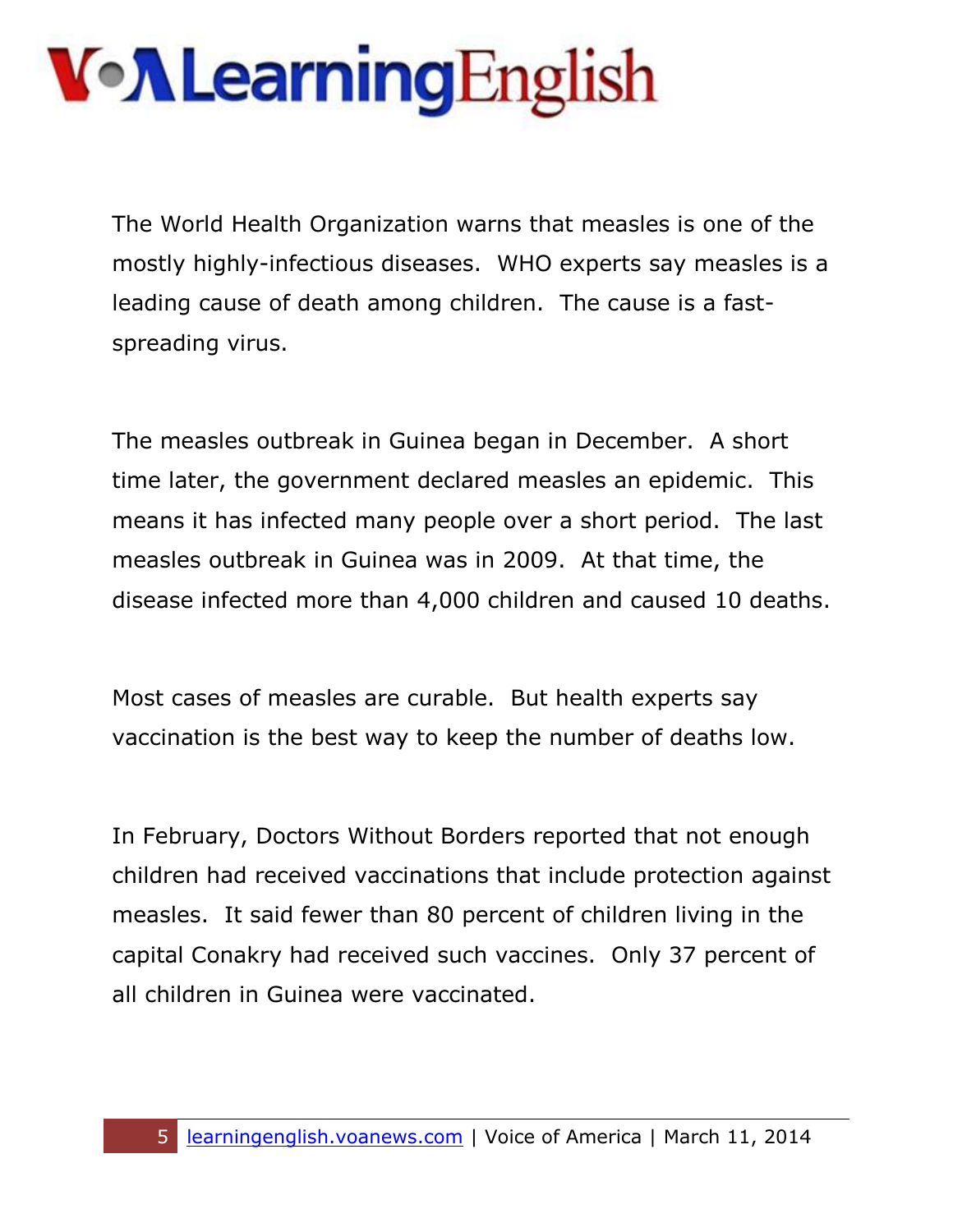The World Health Organization warns that measles is one of the mostly highly-infectious diseases. WHO experts say measles is a leading cause of death among children. The cause is a fast-spreading virus.

The measles outbreak in Guinea began in December. A short time later, the government declared measles an epidemic. This means it has infected many people over a short period. The last measles outbreak in Guinea was in 2009. At that time, the disease infected more than 4,000 children and caused 10 deaths.

Most cases of measles are curable. But health experts say vaccination is the best way to keep the number of deaths low.

In February, Doctors Without Borders reported that not enough children had received vaccinations that include protection against measles. It said fewer than 80 percent of children living in the capital Conakry had received such vaccines. Only 37 percent of all children in Guinea were vaccinated.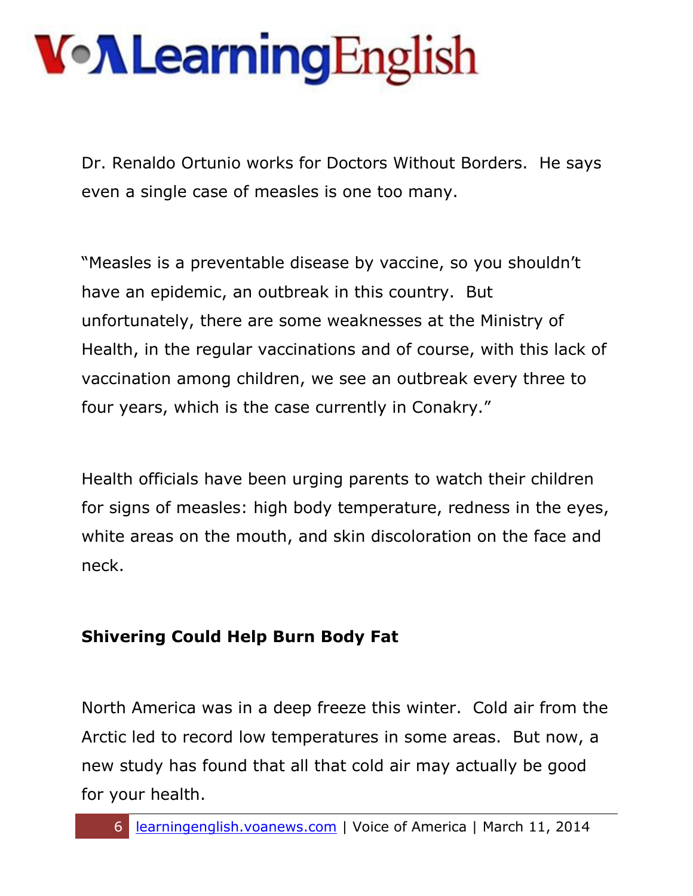Dr. Renaldo Ortunio works for Doctors Without Borders. He says even a single case of measles is one too many.

"Measles is a preventable disease by vaccine, so you shouldn't have an epidemic, an outbreak in this country. But unfortunately, there are some weaknesses at the Ministry of Health, in the regular vaccinations and of course, with this lack of vaccination among children, we see an outbreak every three to four years, which is the case currently in Conakry."

Health officials have been urging parents to watch their children for signs of measles: high body temperature, redness in the eyes, white areas on the mouth, and skin discoloration on the face and neck.

**Shivering Could Help Burn Body Fat**

North America was in a deep freeze this winter. Cold air from the Arctic led to record low temperatures in some areas. But now, a new study has found that all that cold air may actually be good for your health.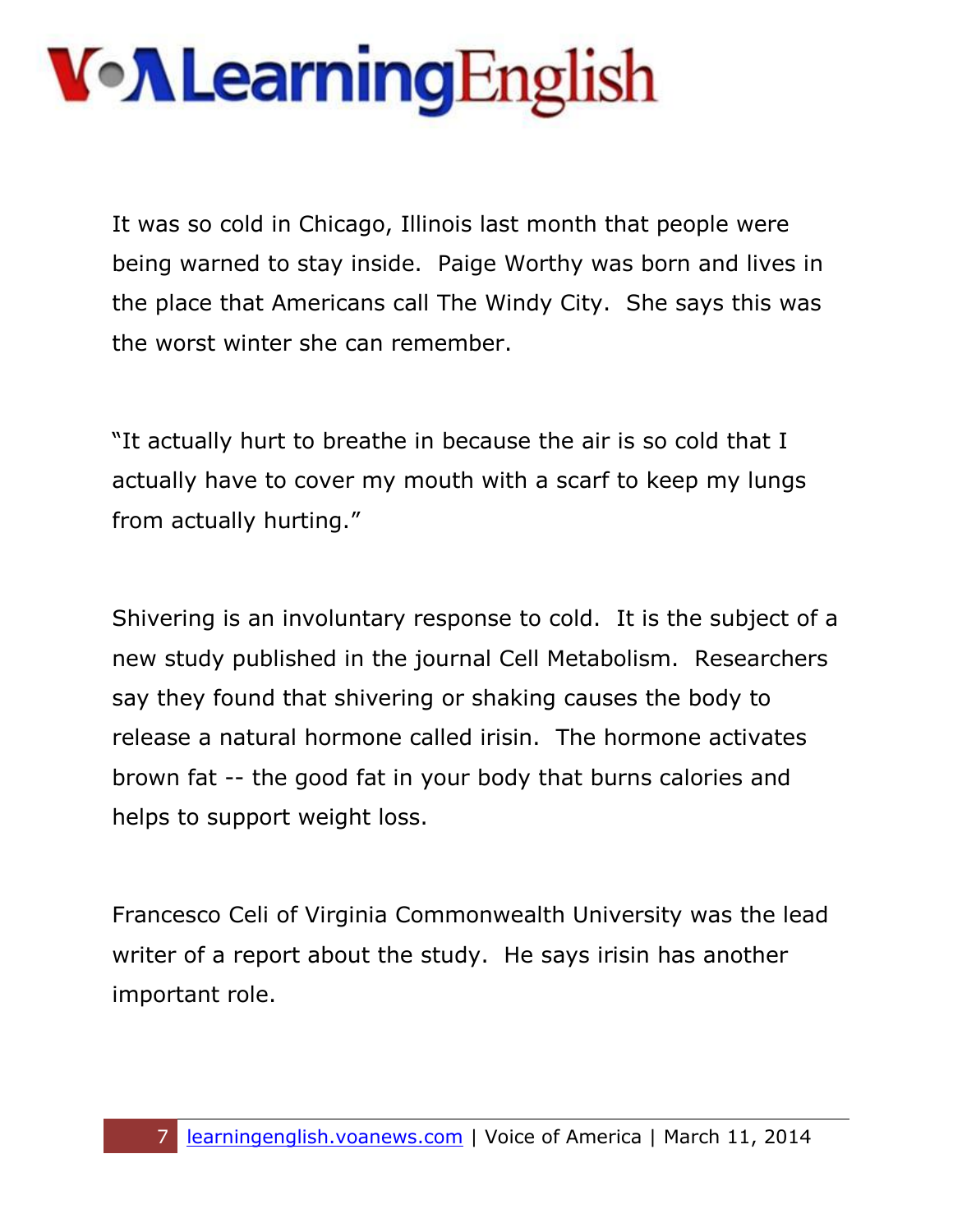It was so cold in Chicago, Illinois last month that people were being warned to stay inside. Paige Worthy was born and lives in the place that Americans call The Windy City. She says this was the worst winter she can remember.

"It actually hurt to breathe in because the air is so cold that I actually have to cover my mouth with a scarf to keep my lungs from actually hurting."

Shivering is an involuntary response to cold. It is the subject of a new study published in the journal Cell Metabolism. Researchers say they found that shivering or shaking causes the body to release a natural hormone called irisin. The hormone activates brown fat -- the good fat in your body that burns calories and helps to support weight loss.

Francesco Celi of Virginia Commonwealth University was the lead writer of a report about the study. He says irisin has another important role.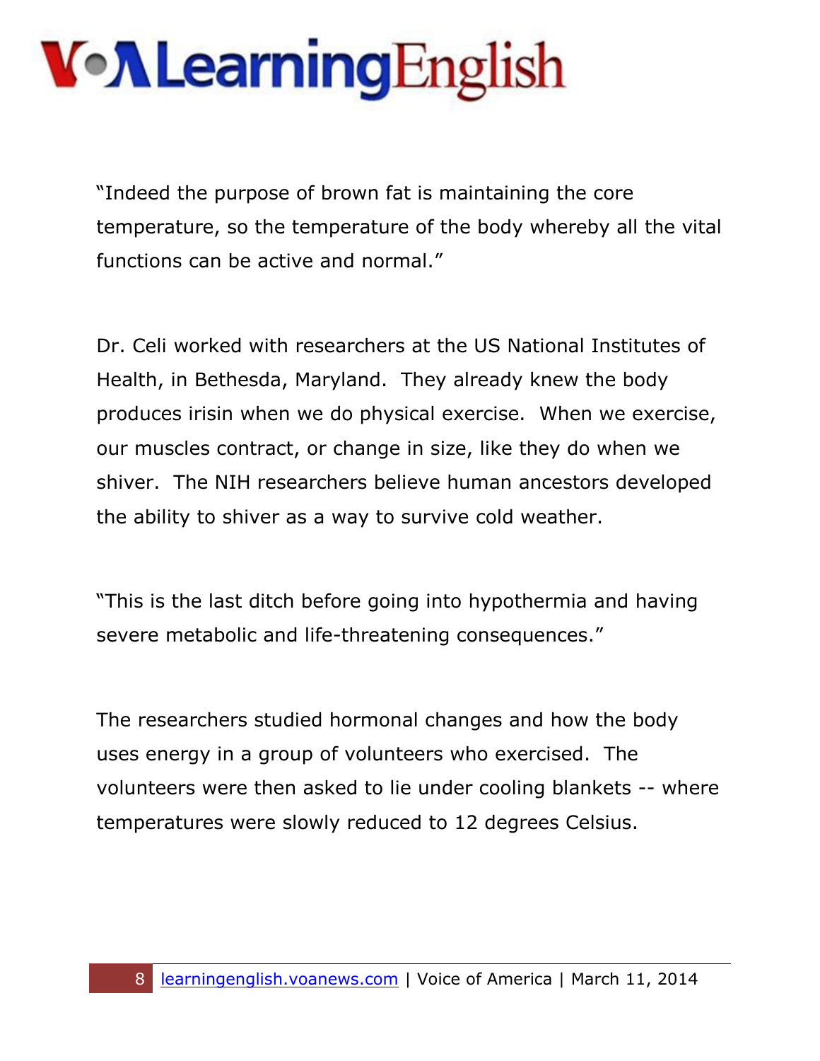"Indeed the purpose of brown fat is maintaining the core temperature, so the temperature of the body whereby all the vital functions can be active and normal."

Dr. Celi worked with researchers at the US National Institutes of Health, in Bethesda, Maryland. They already knew the body produces irisin when we do physical exercise. When we exercise, our muscles contract, or change in size, like they do when we shiver. The NIH researchers believe human ancestors developed the ability to shiver as a way to survive cold weather.

"This is the last ditch before going into hypothermia and having severe metabolic and life-threatening consequences."

The researchers studied hormonal changes and how the body uses energy in a group of volunteers who exercised. The volunteers were then asked to lie under cooling blankets -- where temperatures were slowly reduced to 12 degrees Celsius.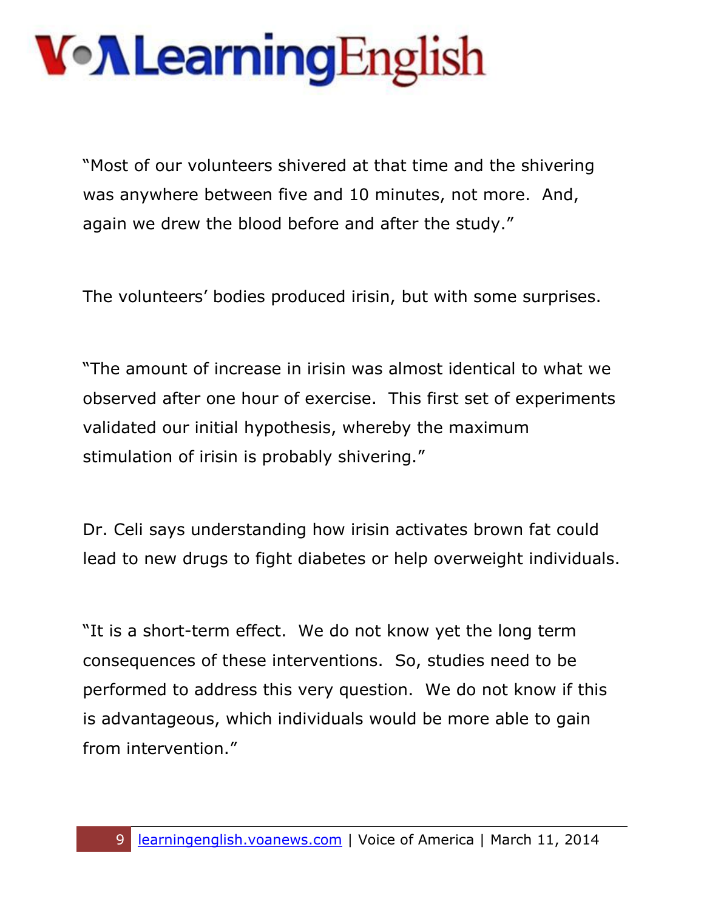"Most of our volunteers shivered at that time and the shivering was anywhere between five and 10 minutes, not more. And, again we drew the blood before and after the study."

The volunteers' bodies produced irisin, but with some surprises.

"The amount of increase in irisin was almost identical to what we observed after one hour of exercise. This first set of experiments validated our initial hypothesis, whereby the maximum stimulation of irisin is probably shivering."

Dr. Celi says understanding how irisin activates brown fat could lead to new drugs to fight diabetes or help overweight individuals.

"It is a short-term effect. We do not know yet the long term consequences of these interventions. So, studies need to be performed to address this very question. We do not know if this is advantageous, which individuals would be more able to gain from intervention."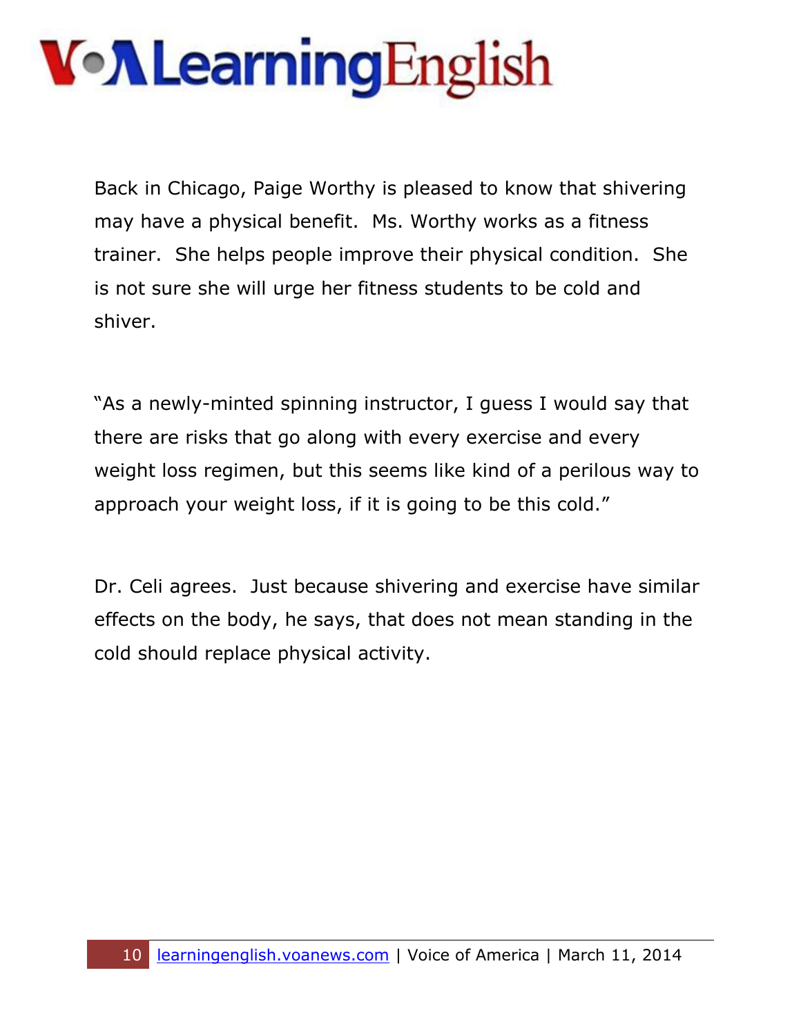Back in Chicago, Paige Worthy is pleased to know that shivering may have a physical benefit. Ms. Worthy works as a fitness trainer. She helps people improve their physical condition. She is not sure she will urge her fitness students to be cold and shiver.

"As a newly-minted spinning instructor, I guess I would say that there are risks that go along with every exercise and every weight loss regimen, but this seems like kind of a perilous way to approach your weight loss, if it is going to be this cold."

Dr. Celi agrees. Just because shivering and exercise have similar effects on the body, he says, that does not mean standing in the cold should replace physical activity.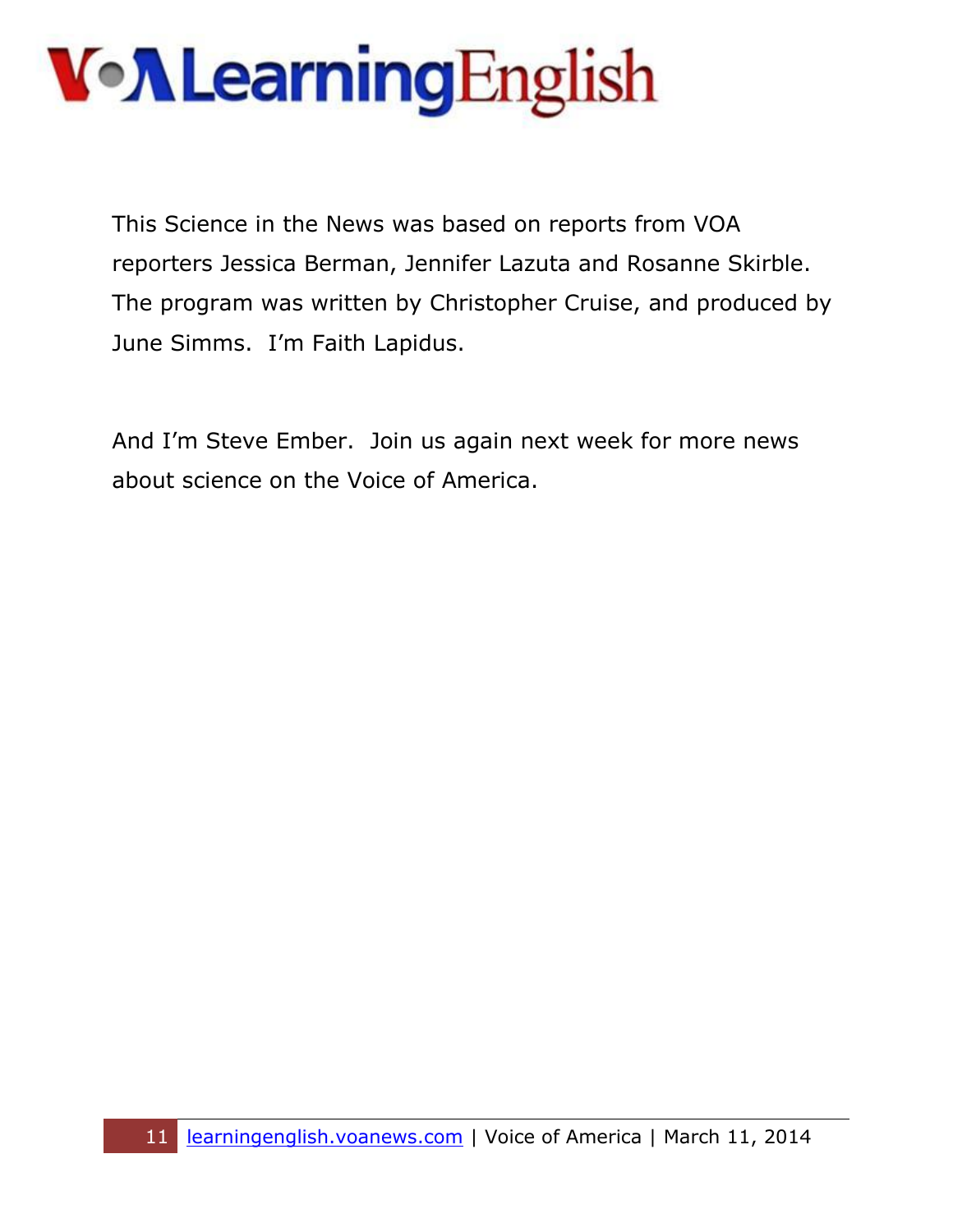This Science in the News was based on reports from VOA reporters Jessica Berman, Jennifer Lazuta and Rosanne Skirble. The program was written by Christopher Cruise, and produced by June Simms. I'm Faith Lapidus.

And I'm Steve Ember. Join us again next week for more news about science on the Voice of America.